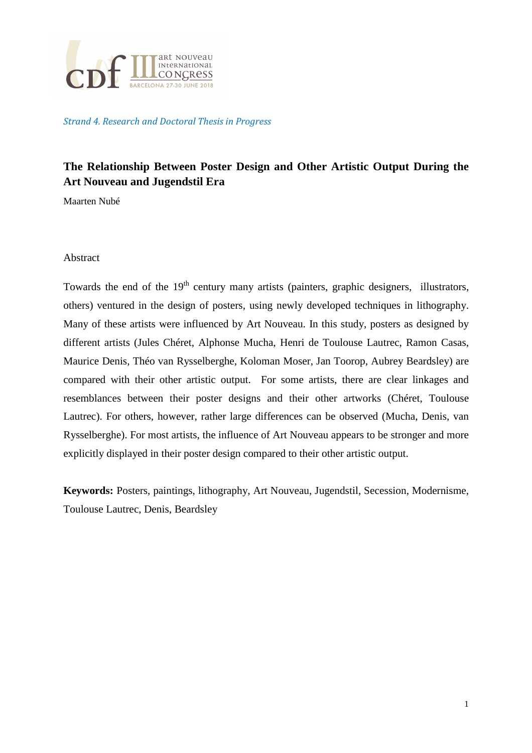*Strand 4. Research and Doctoral Thesis in Progress*

# The Relationship Between Poster Design and Other Artistic Output During the Art Nouveau and Jugendstil Era

Maarten Nubé

Abstract

Towards the end of the 19th century many artists (painters, graphic designers, illustrators, others) ventured in the design of posters, using newly developed techniques in lithography. Many of these artists were influenced by Art Nouveau. In this study, posters as designed by different artists (Jules Chéret, Alphonse Mucha, Henri de Toulouse Lautrec, Ramon Casas, Maurice Denis, Théo van Rysselberghe, Koloman Moser, Jan Toorop, Aubrey Beardsley) are compared with their other artistic output. For some artists, there are clear linkages and resemblances between their poster designs and their other artworks (Chéret, Toulouse Lautrec). For others, however, rather large differences can be observed (Mucha, Denis, van Rysselberghe). For most artists, the influence of Art Nouveau appears to be stronger and more explicitly displayed in their poster design compared to their other artistic output.

**Keywords:** Posters, paintings, lithography, Art Nouveau, Jugendstil, Secession, Modernisme, Toulouse Lautrec, Denis, Beardsley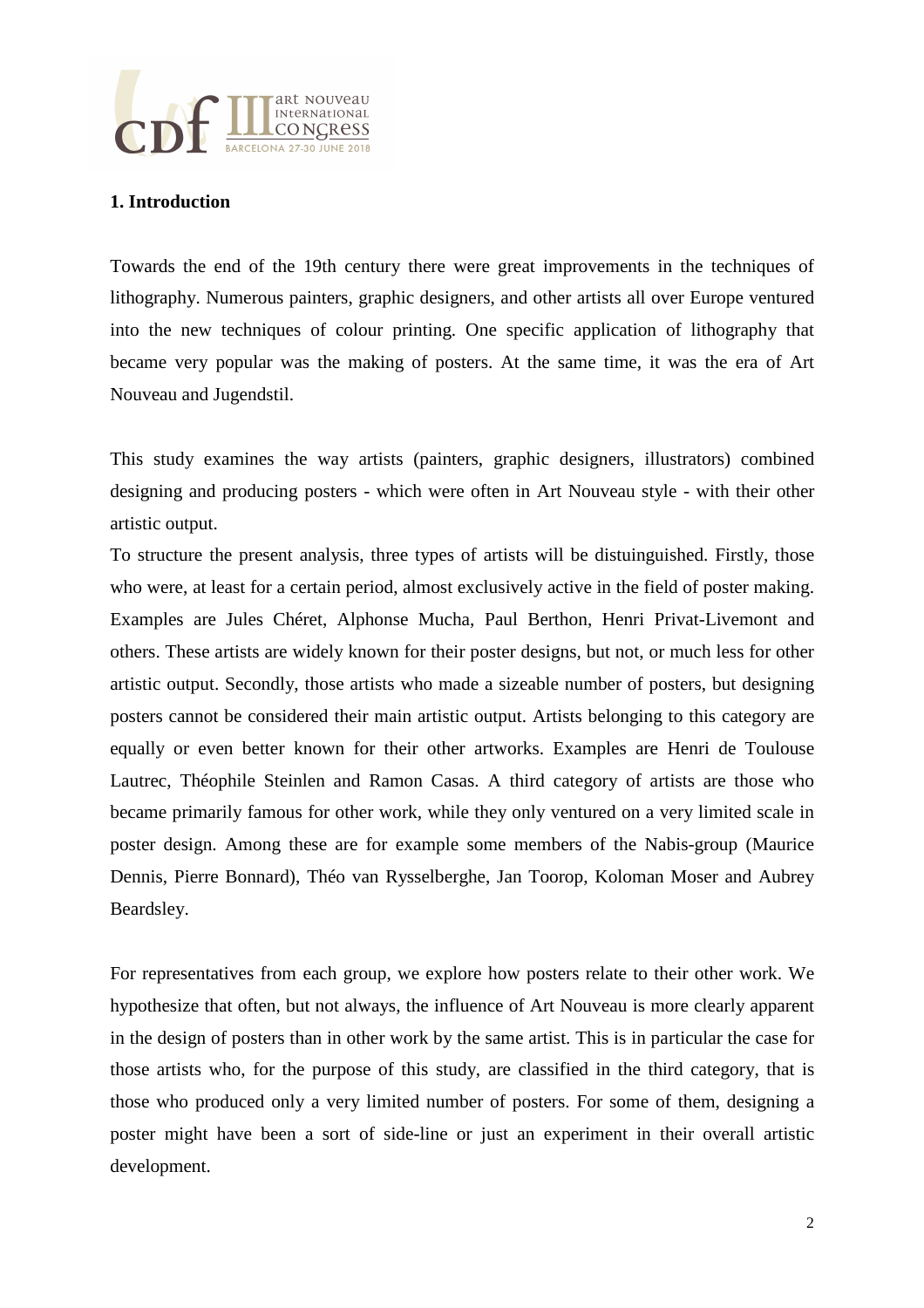## 1. Introduction

Towards the end of the 19th century there were great improvements in the techniques of lithography. Numerous painters, graphic designers, and other artists all over Europe ventured into the new techniques of colour printing. One specific application of lithography that became very popular was the making of posters. At the same time, it was the era of Art Nouveau and Jugendstil.

This study examines the way artists (painters, graphic designers, illustrators) combined designing and producing posters - which were often in Art Nouveau style - with their other artistic output.

To structure the present analysis, three types of artists will be distuinguished. Firstly, those who were, at least for a certain period, almost exclusively active in the field of poster making. Examples are Jules Chéret, Alphonse Mucha, Paul Berthon, Henri Privat-Livemont and others. These artists are widely known for their poster designs, but not, or much less for other artistic output. Secondly, those artists who made a sizeable number of posters, but designing posters cannot be considered their main artistic output. Artists belonging to this category are equally or even better known for their other artworks. Examples are Henri de Toulouse Lautrec, Théophile Steinlen and Ramon Casas. A third category of artists are those who became primarily famous for other work, while they only ventured on a very limited scale in poster design. Among these are for example some members of the Nabis-group (Maurice Dennis, Pierre Bonnard), Théo van Rysselberghe, Jan Toorop, Koloman Moser and Aubrey Beardsley.

For representatives from each group, we explore how posters relate to their other work. We hypothesize that often, but not always, the influence of Art Nouveau is more clearly apparent in the design of posters than in other work by the same artist. This is in particular the case for those artists who, for the purpose of this study, are classified in the third category, that is those who produced only a very limited number of posters. For some of them, designing a poster might have been a sort of side-line or just an experiment in their overall artistic development.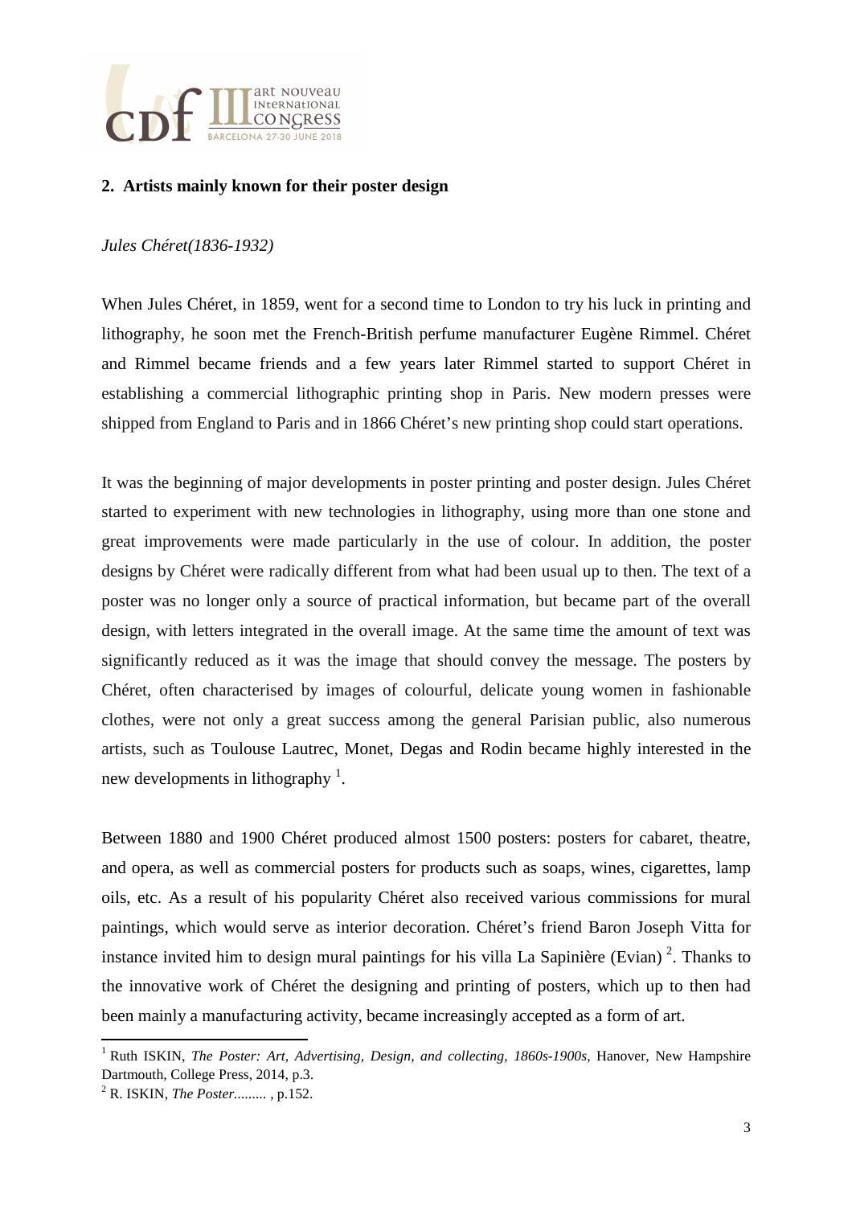## 2. Artists mainly known for their poster design

*Jules Chéret(1836-1932)*

When Jules Chéret, in 1859, went for a second time to London to try his luck in printing and lithography, he soon met the French-British perfume manufacturer Eugène Rimmel. Chéret and Rimmel became friends and a few years later Rimmel started to support Chéret in establishing a commercial lithographic printing shop in Paris. New modern presses were shipped from England to Paris and in 1866 Chéret's new printing shop could start operations.

It was the beginning of major developments in poster printing and poster design. Jules Chéret started to experiment with new technologies in lithography, using more than one stone and great improvements were made particularly in the use of colour. In addition, the poster designs by Chéret were radically different from what had been usual up to then. The text of a poster was no longer only a source of practical information, but became part of the overall design, with letters integrated in the overall image. At the same time the amount of text was significantly reduced as it was the image that should convey the message. The posters by Chéret, often characterised by images of colourful, delicate young women in fashionable clothes, were not only a great success among the general Parisian public, also numerous artists, such as Toulouse Lautrec, Monet, Degas and Rodin became highly interested in the new developments in lithography [1].

Between 1880 and 1900 Chéret produced almost 1500 posters: posters for cabaret, theatre, and opera, as well as commercial posters for products such as soaps, wines, cigarettes, lamp oils, etc. As a result of his popularity Chéret also received various commissions for mural paintings, which would serve as interior decoration. Chéret's friend Baron Joseph Vitta for instance invited him to design mural paintings for his villa La Sapinière (Evian) [2]. Thanks to the innovative work of Chéret the designing and printing of posters, which up to then had been mainly a manufacturing activity, became increasingly accepted as a form of art.

---

[1] Ruth ISKIN, *The Poster: Art, Advertising, Design, and collecting, 1860s-1900s*, Hanover, New Hampshire Dartmouth, College Press, 2014, p.3.

[2] R. ISKIN, *The Poster.........* , p.152.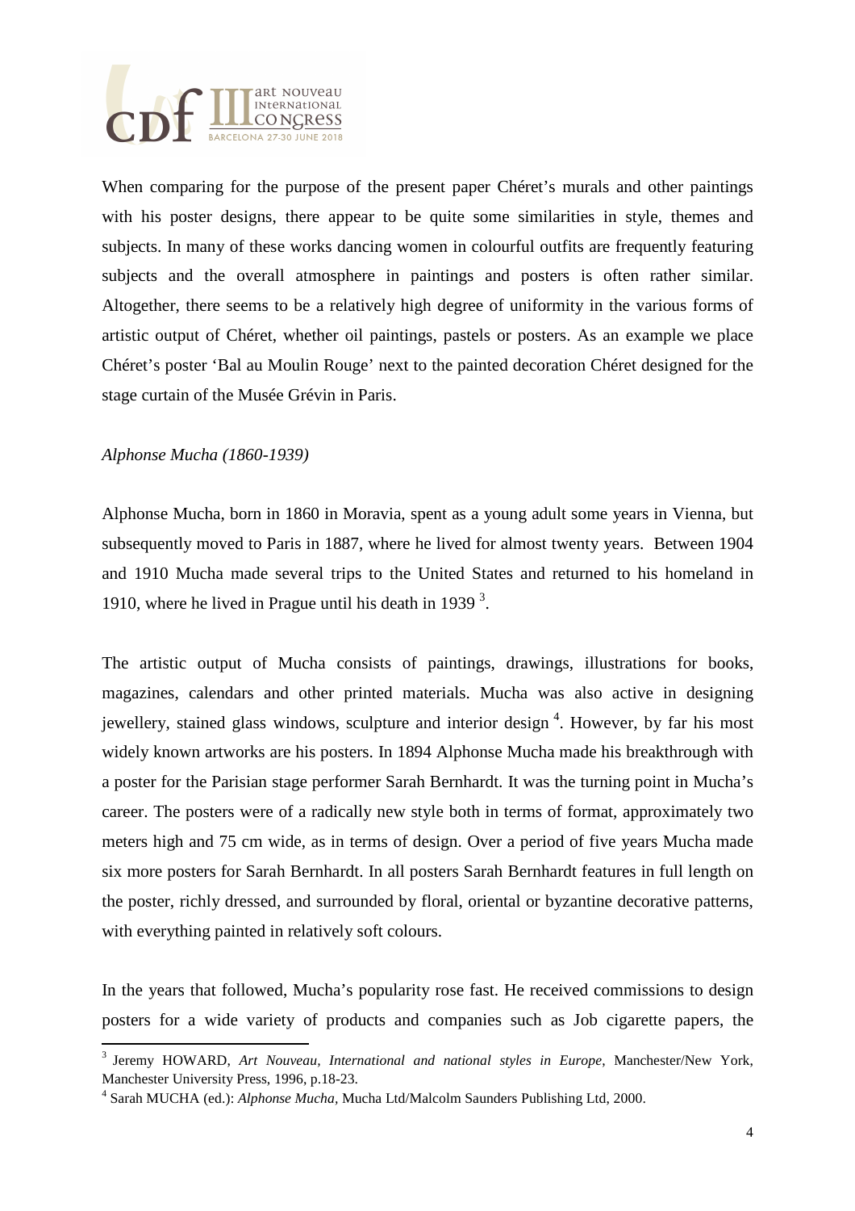When comparing for the purpose of the present paper Chéret's murals and other paintings with his poster designs, there appear to be quite some similarities in style, themes and subjects. In many of these works dancing women in colourful outfits are frequently featuring subjects and the overall atmosphere in paintings and posters is often rather similar. Altogether, there seems to be a relatively high degree of uniformity in the various forms of artistic output of Chéret, whether oil paintings, pastels or posters. As an example we place Chéret's poster 'Bal au Moulin Rouge' next to the painted decoration Chéret designed for the stage curtain of the Musée Grévin in Paris.

*Alphonse Mucha (1860-1939)*

Alphonse Mucha, born in 1860 in Moravia, spent as a young adult some years in Vienna, but subsequently moved to Paris in 1887, where he lived for almost twenty years. Between 1904 and 1910 Mucha made several trips to the United States and returned to his homeland in 1910, where he lived in Prague until his death in 1939 [3].

The artistic output of Mucha consists of paintings, drawings, illustrations for books, magazines, calendars and other printed materials. Mucha was also active in designing jewellery, stained glass windows, sculpture and interior design [4]. However, by far his most widely known artworks are his posters. In 1894 Alphonse Mucha made his breakthrough with a poster for the Parisian stage performer Sarah Bernhardt. It was the turning point in Mucha's career. The posters were of a radically new style both in terms of format, approximately two meters high and 75 cm wide, as in terms of design. Over a period of five years Mucha made six more posters for Sarah Bernhardt. In all posters Sarah Bernhardt features in full length on the poster, richly dressed, and surrounded by floral, oriental or byzantine decorative patterns, with everything painted in relatively soft colours.

In the years that followed, Mucha's popularity rose fast. He received commissions to design posters for a wide variety of products and companies such as Job cigarette papers, the

---

[3] Jeremy HOWARD, *Art Nouveau, International and national styles in Europe*, Manchester/New York, Manchester University Press, 1996, p.18-23.

[4] Sarah MUCHA (ed.): *Alphonse Mucha*, Mucha Ltd/Malcolm Saunders Publishing Ltd, 2000.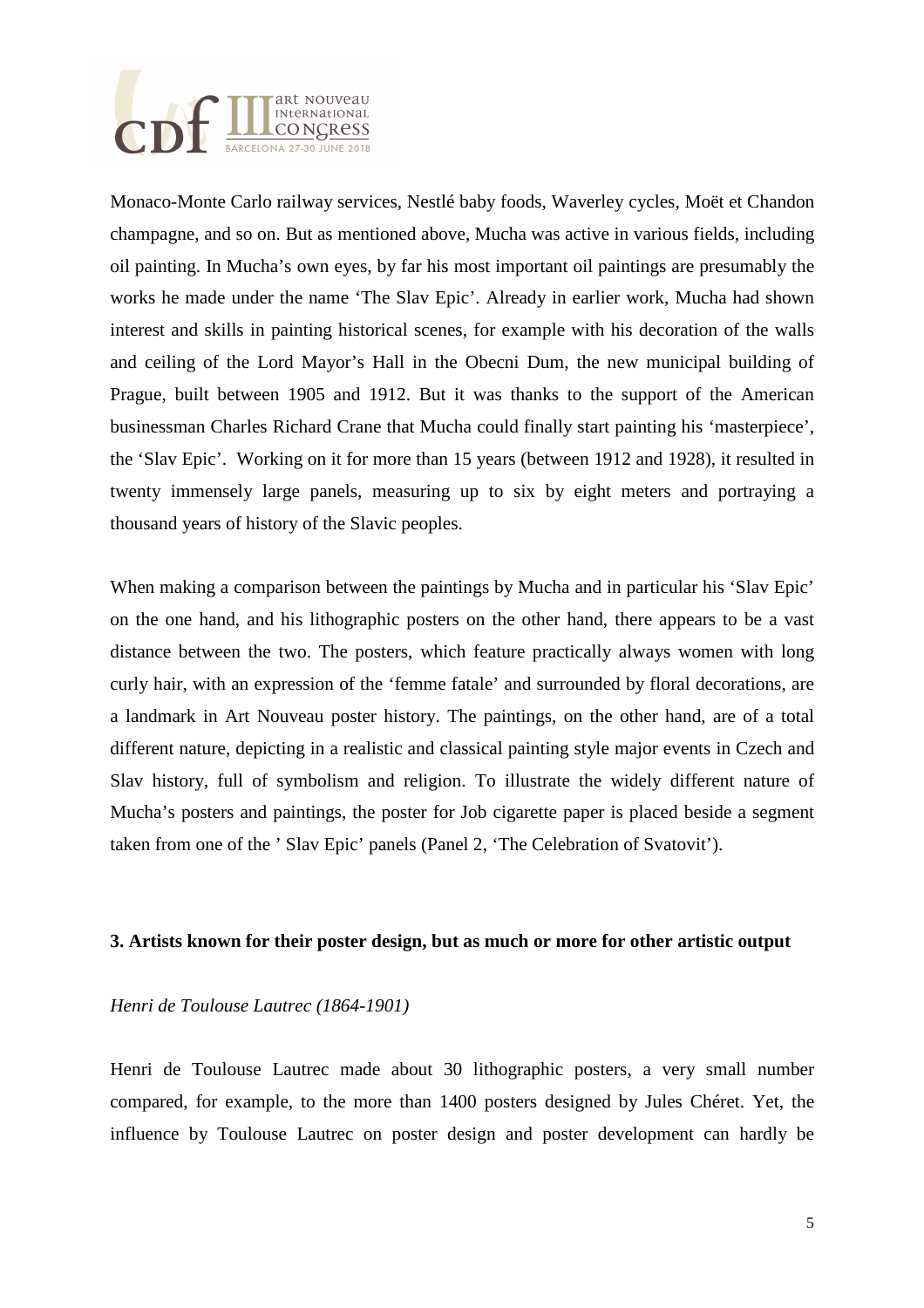Monaco-Monte Carlo railway services, Nestlé baby foods, Waverley cycles, Moët et Chandon champagne, and so on. But as mentioned above, Mucha was active in various fields, including oil painting. In Mucha's own eyes, by far his most important oil paintings are presumably the works he made under the name 'The Slav Epic'. Already in earlier work, Mucha had shown interest and skills in painting historical scenes, for example with his decoration of the walls and ceiling of the Lord Mayor's Hall in the Obecni Dum, the new municipal building of Prague, built between 1905 and 1912. But it was thanks to the support of the American businessman Charles Richard Crane that Mucha could finally start painting his 'masterpiece', the 'Slav Epic'. Working on it for more than 15 years (between 1912 and 1928), it resulted in twenty immensely large panels, measuring up to six by eight meters and portraying a thousand years of history of the Slavic peoples.

When making a comparison between the paintings by Mucha and in particular his 'Slav Epic' on the one hand, and his lithographic posters on the other hand, there appears to be a vast distance between the two. The posters, which feature practically always women with long curly hair, with an expression of the 'femme fatale' and surrounded by floral decorations, are a landmark in Art Nouveau poster history. The paintings, on the other hand, are of a total different nature, depicting in a realistic and classical painting style major events in Czech and Slav history, full of symbolism and religion. To illustrate the widely different nature of Mucha's posters and paintings, the poster for Job cigarette paper is placed beside a segment taken from one of the ' Slav Epic' panels (Panel 2, 'The Celebration of Svatovit').

### 3. Artists known for their poster design, but as much or more for other artistic output

*Henri de Toulouse Lautrec (1864-1901)*

Henri de Toulouse Lautrec made about 30 lithographic posters, a very small number compared, for example, to the more than 1400 posters designed by Jules Chéret. Yet, the influence by Toulouse Lautrec on poster design and poster development can hardly be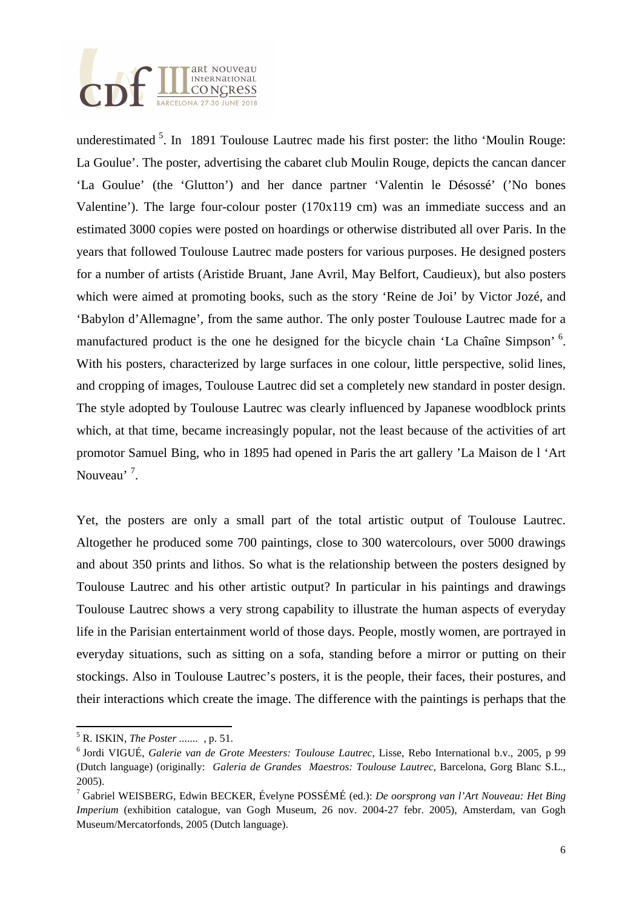underestimated [5]. In 1891 Toulouse Lautrec made his first poster: the litho 'Moulin Rouge: La Goulue'. The poster, advertising the cabaret club Moulin Rouge, depicts the cancan dancer 'La Goulue' (the 'Glutton') and her dance partner 'Valentin le Désossé' ('No bones Valentine'). The large four-colour poster (170x119 cm) was an immediate success and an estimated 3000 copies were posted on hoardings or otherwise distributed all over Paris. In the years that followed Toulouse Lautrec made posters for various purposes. He designed posters for a number of artists (Aristide Bruant, Jane Avril, May Belfort, Caudieux), but also posters which were aimed at promoting books, such as the story 'Reine de Joi' by Victor Jozé, and 'Babylon d'Allemagne', from the same author. The only poster Toulouse Lautrec made for a manufactured product is the one he designed for the bicycle chain 'La Chaîne Simpson' [6]. With his posters, characterized by large surfaces in one colour, little perspective, solid lines, and cropping of images, Toulouse Lautrec did set a completely new standard in poster design. The style adopted by Toulouse Lautrec was clearly influenced by Japanese woodblock prints which, at that time, became increasingly popular, not the least because of the activities of art promotor Samuel Bing, who in 1895 had opened in Paris the art gallery 'La Maison de l 'Art Nouveau' [7].

Yet, the posters are only a small part of the total artistic output of Toulouse Lautrec. Altogether he produced some 700 paintings, close to 300 watercolours, over 5000 drawings and about 350 prints and lithos. So what is the relationship between the posters designed by Toulouse Lautrec and his other artistic output? In particular in his paintings and drawings Toulouse Lautrec shows a very strong capability to illustrate the human aspects of everyday life in the Parisian entertainment world of those days. People, mostly women, are portrayed in everyday situations, such as sitting on a sofa, standing before a mirror or putting on their stockings. Also in Toulouse Lautrec's posters, it is the people, their faces, their postures, and their interactions which create the image. The difference with the paintings is perhaps that the

---

[5] R. ISKIN, *The Poster .......* , p. 51.

[6] Jordi VIGUÉ, *Galerie van de Grote Meesters: Toulouse Lautrec*, Lisse, Rebo International b.v., 2005, p 99 (Dutch language) (originally: *Galeria de Grandes Maestros: Toulouse Lautrec*, Barcelona, Gorg Blanc S.L., 2005).

[7] Gabriel WEISBERG, Edwin BECKER, Évelyne POSSÉMÉ (ed.): *De oorsprong van l'Art Nouveau: Het Bing Imperium* (exhibition catalogue, van Gogh Museum, 26 nov. 2004-27 febr. 2005), Amsterdam, van Gogh Museum/Mercatorfonds, 2005 (Dutch language).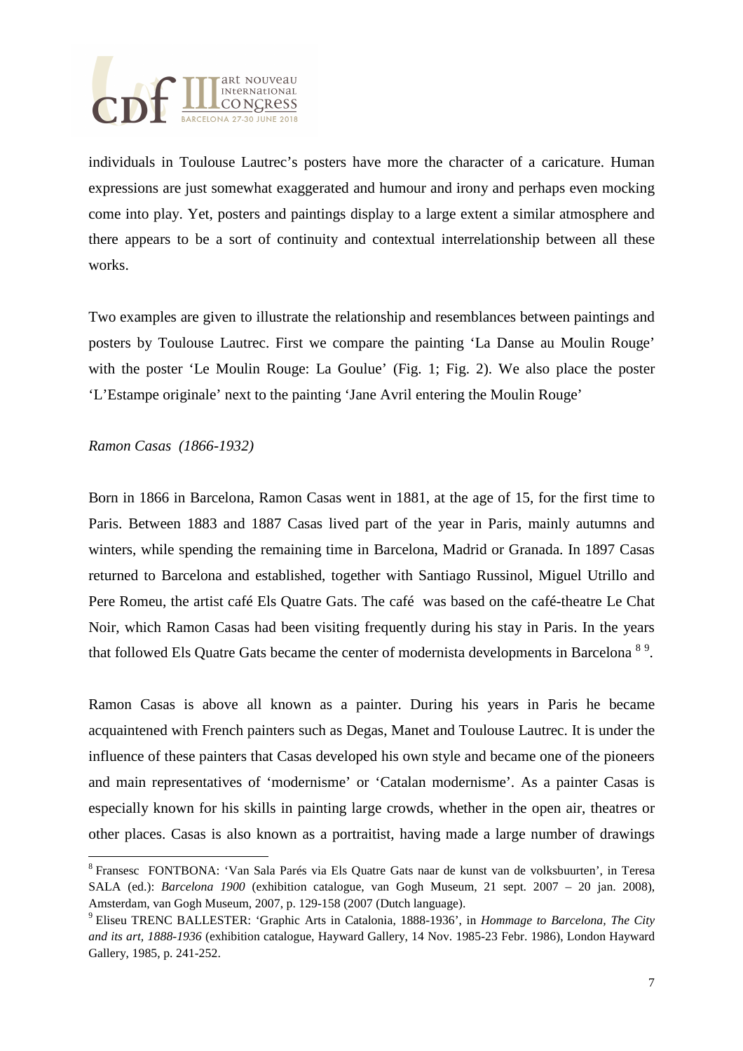individuals in Toulouse Lautrec's posters have more the character of a caricature. Human expressions are just somewhat exaggerated and humour and irony and perhaps even mocking come into play. Yet, posters and paintings display to a large extent a similar atmosphere and there appears to be a sort of continuity and contextual interrelationship between all these works.

Two examples are given to illustrate the relationship and resemblances between paintings and posters by Toulouse Lautrec. First we compare the painting 'La Danse au Moulin Rouge' with the poster 'Le Moulin Rouge: La Goulue' (Fig. 1; Fig. 2). We also place the poster 'L'Estampe originale' next to the painting 'Jane Avril entering the Moulin Rouge'

*Ramon Casas (1866-1932)*

Born in 1866 in Barcelona, Ramon Casas went in 1881, at the age of 15, for the first time to Paris. Between 1883 and 1887 Casas lived part of the year in Paris, mainly autumns and winters, while spending the remaining time in Barcelona, Madrid or Granada. In 1897 Casas returned to Barcelona and established, together with Santiago Russinol, Miguel Utrillo and Pere Romeu, the artist café Els Quatre Gats. The café was based on the café-theatre Le Chat Noir, which Ramon Casas had been visiting frequently during his stay in Paris. In the years that followed Els Quatre Gats became the center of modernista developments in Barcelona [8] [9].

Ramon Casas is above all known as a painter. During his years in Paris he became acquaintened with French painters such as Degas, Manet and Toulouse Lautrec. It is under the influence of these painters that Casas developed his own style and became one of the pioneers and main representatives of 'modernisme' or 'Catalan modernisme'. As a painter Casas is especially known for his skills in painting large crowds, whether in the open air, theatres or other places. Casas is also known as a portraitist, having made a large number of drawings

---

[8] Fransesc FONTBONA: 'Van Sala Parés via Els Quatre Gats naar de kunst van de volksbuurten', in Teresa SALA (ed.): *Barcelona 1900* (exhibition catalogue, van Gogh Museum, 21 sept. 2007 – 20 jan. 2008), Amsterdam, van Gogh Museum, 2007, p. 129-158 (2007 (Dutch language).

[9] Eliseu TRENC BALLESTER: 'Graphic Arts in Catalonia, 1888-1936', in *Hommage to Barcelona, The City and its art, 1888-1936* (exhibition catalogue, Hayward Gallery, 14 Nov. 1985-23 Febr. 1986), London Hayward Gallery, 1985, p. 241-252.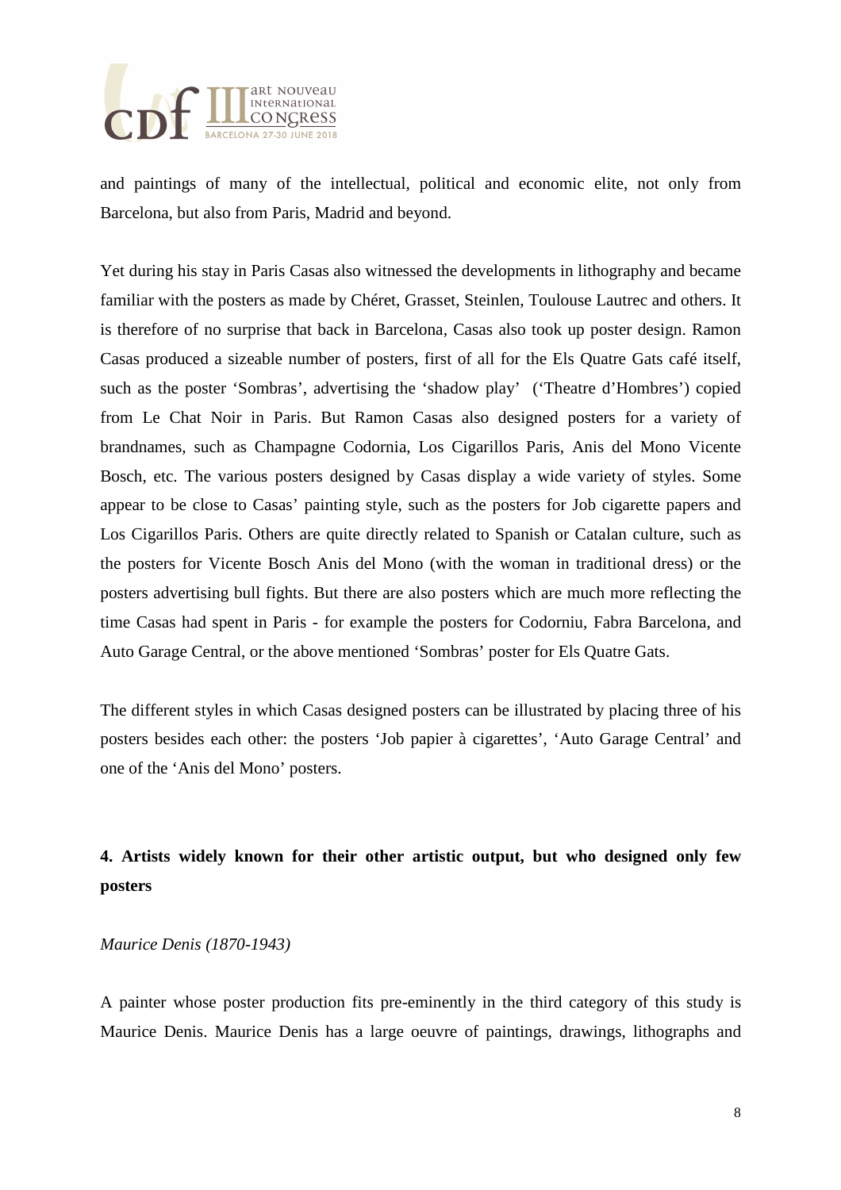and paintings of many of the intellectual, political and economic elite, not only from Barcelona, but also from Paris, Madrid and beyond.

Yet during his stay in Paris Casas also witnessed the developments in lithography and became familiar with the posters as made by Chéret, Grasset, Steinlen, Toulouse Lautrec and others. It is therefore of no surprise that back in Barcelona, Casas also took up poster design. Ramon Casas produced a sizeable number of posters, first of all for the Els Quatre Gats café itself, such as the poster 'Sombras', advertising the 'shadow play' ('Theatre d'Hombres') copied from Le Chat Noir in Paris. But Ramon Casas also designed posters for a variety of brandnames, such as Champagne Codornia, Los Cigarillos Paris, Anis del Mono Vicente Bosch, etc. The various posters designed by Casas display a wide variety of styles. Some appear to be close to Casas' painting style, such as the posters for Job cigarette papers and Los Cigarillos Paris. Others are quite directly related to Spanish or Catalan culture, such as the posters for Vicente Bosch Anis del Mono (with the woman in traditional dress) or the posters advertising bull fights. But there are also posters which are much more reflecting the time Casas had spent in Paris - for example the posters for Codorniu, Fabra Barcelona, and Auto Garage Central, or the above mentioned 'Sombras' poster for Els Quatre Gats.

The different styles in which Casas designed posters can be illustrated by placing three of his posters besides each other: the posters 'Job papier à cigarettes', 'Auto Garage Central' and one of the 'Anis del Mono' posters.

## 4. Artists widely known for their other artistic output, but who designed only few posters

*Maurice Denis (1870-1943)*

A painter whose poster production fits pre-eminently in the third category of this study is Maurice Denis. Maurice Denis has a large oeuvre of paintings, drawings, lithographs and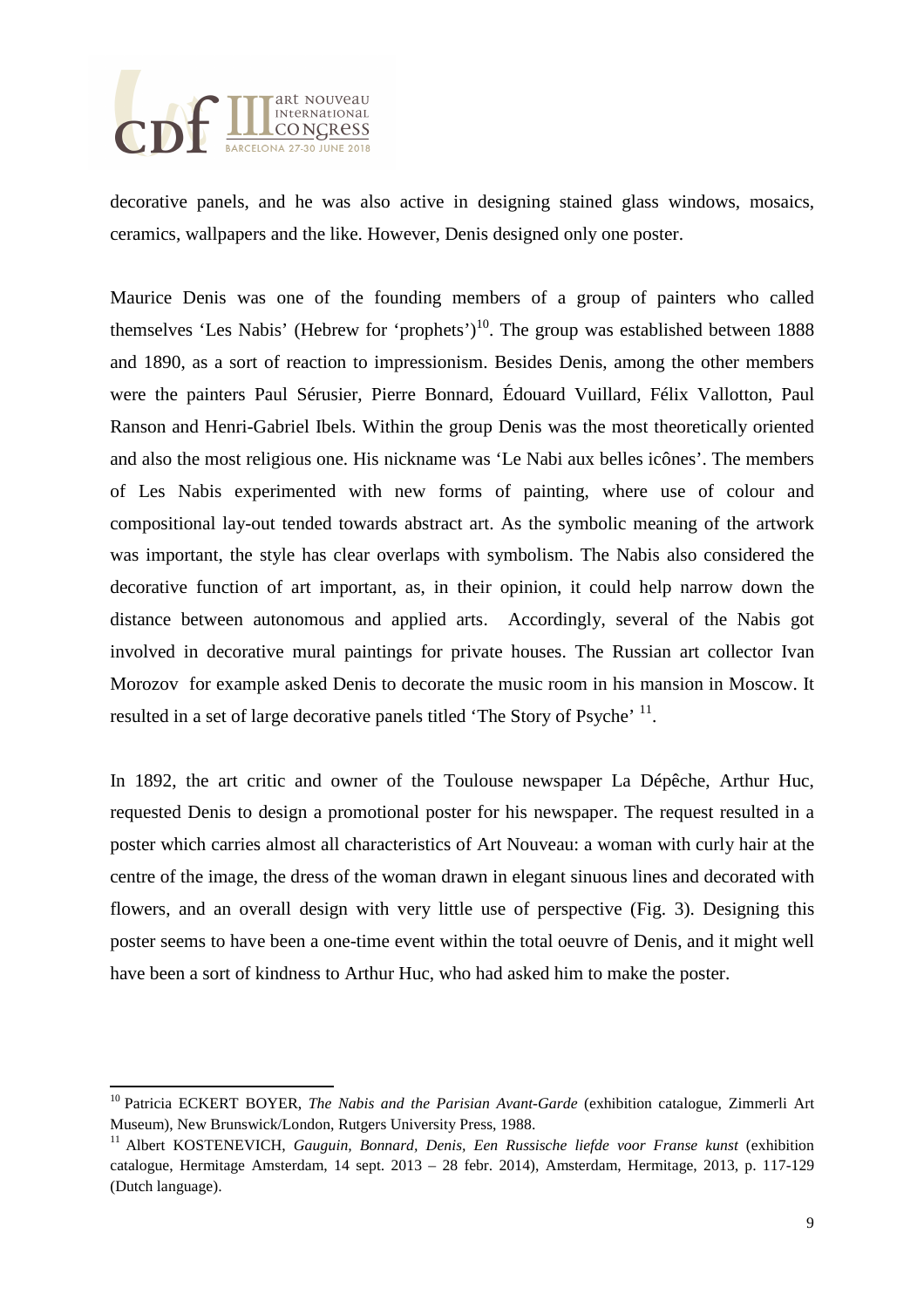decorative panels, and he was also active in designing stained glass windows, mosaics, ceramics, wallpapers and the like. However, Denis designed only one poster.

Maurice Denis was one of the founding members of a group of painters who called themselves 'Les Nabis' (Hebrew for 'prophets')[10]. The group was established between 1888 and 1890, as a sort of reaction to impressionism. Besides Denis, among the other members were the painters Paul Sérusier, Pierre Bonnard, Édouard Vuillard, Félix Vallotton, Paul Ranson and Henri-Gabriel Ibels. Within the group Denis was the most theoretically oriented and also the most religious one. His nickname was 'Le Nabi aux belles icônes'. The members of Les Nabis experimented with new forms of painting, where use of colour and compositional lay-out tended towards abstract art. As the symbolic meaning of the artwork was important, the style has clear overlaps with symbolism. The Nabis also considered the decorative function of art important, as, in their opinion, it could help narrow down the distance between autonomous and applied arts. Accordingly, several of the Nabis got involved in decorative mural paintings for private houses. The Russian art collector Ivan Morozov for example asked Denis to decorate the music room in his mansion in Moscow. It resulted in a set of large decorative panels titled 'The Story of Psyche' [11].

In 1892, the art critic and owner of the Toulouse newspaper La Dépêche, Arthur Huc, requested Denis to design a promotional poster for his newspaper. The request resulted in a poster which carries almost all characteristics of Art Nouveau: a woman with curly hair at the centre of the image, the dress of the woman drawn in elegant sinuous lines and decorated with flowers, and an overall design with very little use of perspective (Fig. 3). Designing this poster seems to have been a one-time event within the total oeuvre of Denis, and it might well have been a sort of kindness to Arthur Huc, who had asked him to make the poster.

---

[10] Patricia ECKERT BOYER, *The Nabis and the Parisian Avant-Garde* (exhibition catalogue, Zimmerli Art Museum), New Brunswick/London, Rutgers University Press, 1988.

[11] Albert KOSTENEVICH, *Gauguin, Bonnard, Denis, Een Russische liefde voor Franse kunst* (exhibition catalogue, Hermitage Amsterdam, 14 sept. 2013 – 28 febr. 2014), Amsterdam, Hermitage, 2013, p. 117-129 (Dutch language).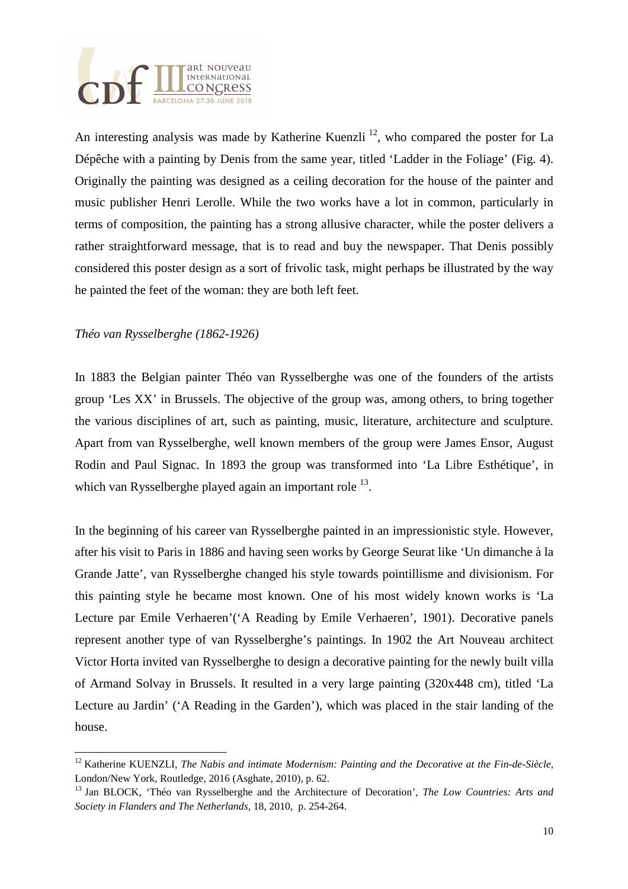An interesting analysis was made by Katherine Kuenzli [12], who compared the poster for La Dépêche with a painting by Denis from the same year, titled 'Ladder in the Foliage' (Fig. 4). Originally the painting was designed as a ceiling decoration for the house of the painter and music publisher Henri Lerolle. While the two works have a lot in common, particularly in terms of composition, the painting has a strong allusive character, while the poster delivers a rather straightforward message, that is to read and buy the newspaper. That Denis possibly considered this poster design as a sort of frivolic task, might perhaps be illustrated by the way he painted the feet of the woman: they are both left feet.

*Théo van Rysselberghe (1862-1926)*

In 1883 the Belgian painter Théo van Rysselberghe was one of the founders of the artists group 'Les XX' in Brussels. The objective of the group was, among others, to bring together the various disciplines of art, such as painting, music, literature, architecture and sculpture. Apart from van Rysselberghe, well known members of the group were James Ensor, August Rodin and Paul Signac. In 1893 the group was transformed into 'La Libre Esthétique', in which van Rysselberghe played again an important role [13].

In the beginning of his career van Rysselberghe painted in an impressionistic style. However, after his visit to Paris in 1886 and having seen works by George Seurat like 'Un dimanche à la Grande Jatte', van Rysselberghe changed his style towards pointillisme and divisionism. For this painting style he became most known. One of his most widely known works is 'La Lecture par Emile Verhaeren'('A Reading by Emile Verhaeren', 1901). Decorative panels represent another type of van Rysselberghe's paintings. In 1902 the Art Nouveau architect Victor Horta invited van Rysselberghe to design a decorative painting for the newly built villa of Armand Solvay in Brussels. It resulted in a very large painting (320x448 cm), titled 'La Lecture au Jardin' ('A Reading in the Garden'), which was placed in the stair landing of the house.

[12] Katherine KUENZLI, *The Nabis and intimate Modernism: Painting and the Decorative at the Fin-de-Siècle*, London/New York, Routledge, 2016 (Asghate, 2010), p. 62.

[13] Jan BLOCK, 'Théo van Rysselberghe and the Architecture of Decoration', *The Low Countries: Arts and Society in Flanders and The Netherlands*, 18, 2010, p. 254-264.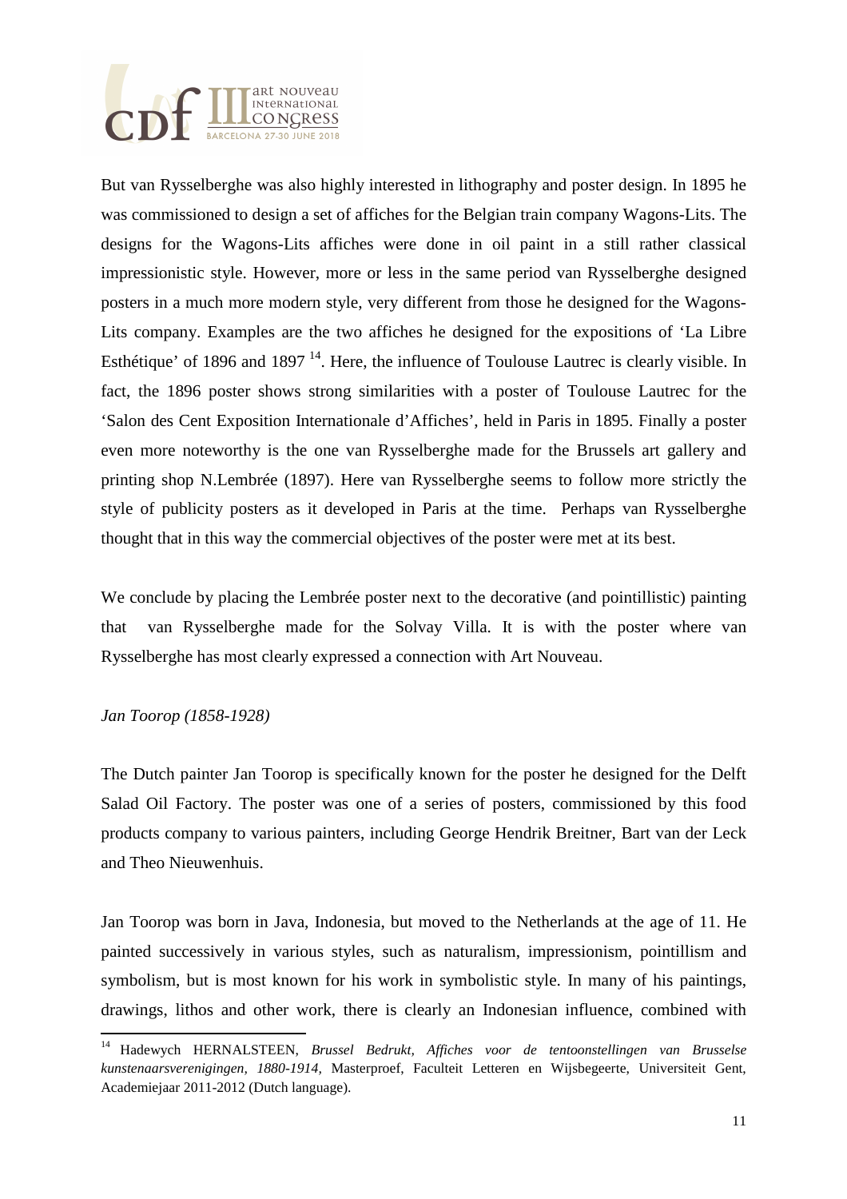But van Rysselberghe was also highly interested in lithography and poster design. In 1895 he was commissioned to design a set of affiches for the Belgian train company Wagons-Lits. The designs for the Wagons-Lits affiches were done in oil paint in a still rather classical impressionistic style. However, more or less in the same period van Rysselberghe designed posters in a much more modern style, very different from those he designed for the Wagons-Lits company. Examples are the two affiches he designed for the expositions of 'La Libre Esthétique' of 1896 and 1897 [14]. Here, the influence of Toulouse Lautrec is clearly visible. In fact, the 1896 poster shows strong similarities with a poster of Toulouse Lautrec for the 'Salon des Cent Exposition Internationale d'Affiches', held in Paris in 1895. Finally a poster even more noteworthy is the one van Rysselberghe made for the Brussels art gallery and printing shop N.Lembrée (1897). Here van Rysselberghe seems to follow more strictly the style of publicity posters as it developed in Paris at the time. Perhaps van Rysselberghe thought that in this way the commercial objectives of the poster were met at its best.

We conclude by placing the Lembrée poster next to the decorative (and pointillistic) painting that van Rysselberghe made for the Solvay Villa. It is with the poster where van Rysselberghe has most clearly expressed a connection with Art Nouveau.

*Jan Toorop (1858-1928)*

The Dutch painter Jan Toorop is specifically known for the poster he designed for the Delft Salad Oil Factory. The poster was one of a series of posters, commissioned by this food products company to various painters, including George Hendrik Breitner, Bart van der Leck and Theo Nieuwenhuis.

Jan Toorop was born in Java, Indonesia, but moved to the Netherlands at the age of 11. He painted successively in various styles, such as naturalism, impressionism, pointillism and symbolism, but is most known for his work in symbolistic style. In many of his paintings, drawings, lithos and other work, there is clearly an Indonesian influence, combined with

[14] Hadewych HERNALSTEEN, *Brussel Bedrukt, Affiches voor de tentoonstellingen van Brusselse kunstenaarsverenigingen, 1880-1914,* Masterproef, Faculteit Letteren en Wijsbegeerte, Universiteit Gent, Academiejaar 2011-2012 (Dutch language).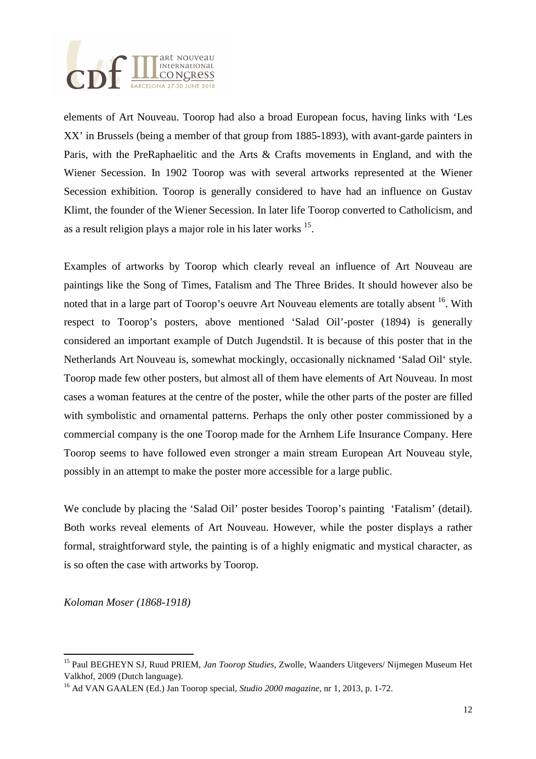elements of Art Nouveau. Toorop had also a broad European focus, having links with 'Les XX' in Brussels (being a member of that group from 1885-1893), with avant-garde painters in Paris, with the PreRaphaelitic and the Arts & Crafts movements in England, and with the Wiener Secession. In 1902 Toorop was with several artworks represented at the Wiener Secession exhibition. Toorop is generally considered to have had an influence on Gustav Klimt, the founder of the Wiener Secession. In later life Toorop converted to Catholicism, and as a result religion plays a major role in his later works [15].

Examples of artworks by Toorop which clearly reveal an influence of Art Nouveau are paintings like the Song of Times, Fatalism and The Three Brides. It should however also be noted that in a large part of Toorop's oeuvre Art Nouveau elements are totally absent [16]. With respect to Toorop's posters, above mentioned 'Salad Oil'-poster (1894) is generally considered an important example of Dutch Jugendstil. It is because of this poster that in the Netherlands Art Nouveau is, somewhat mockingly, occasionally nicknamed 'Salad Oil' style. Toorop made few other posters, but almost all of them have elements of Art Nouveau. In most cases a woman features at the centre of the poster, while the other parts of the poster are filled with symbolistic and ornamental patterns. Perhaps the only other poster commissioned by a commercial company is the one Toorop made for the Arnhem Life Insurance Company. Here Toorop seems to have followed even stronger a main stream European Art Nouveau style, possibly in an attempt to make the poster more accessible for a large public.

We conclude by placing the 'Salad Oil' poster besides Toorop's painting 'Fatalism' (detail). Both works reveal elements of Art Nouveau. However, while the poster displays a rather formal, straightforward style, the painting is of a highly enigmatic and mystical character, as is so often the case with artworks by Toorop.

*Koloman Moser (1868-1918)*

---

[15] Paul BEGHEYN SJ, Ruud PRIEM, *Jan Toorop Studies*, Zwolle, Waanders Uitgevers/ Nijmegen Museum Het Valkhof, 2009 (Dutch language).

[16] Ad VAN GAALEN (Ed.) Jan Toorop special, *Studio 2000 magazine*, nr 1, 2013, p. 1-72.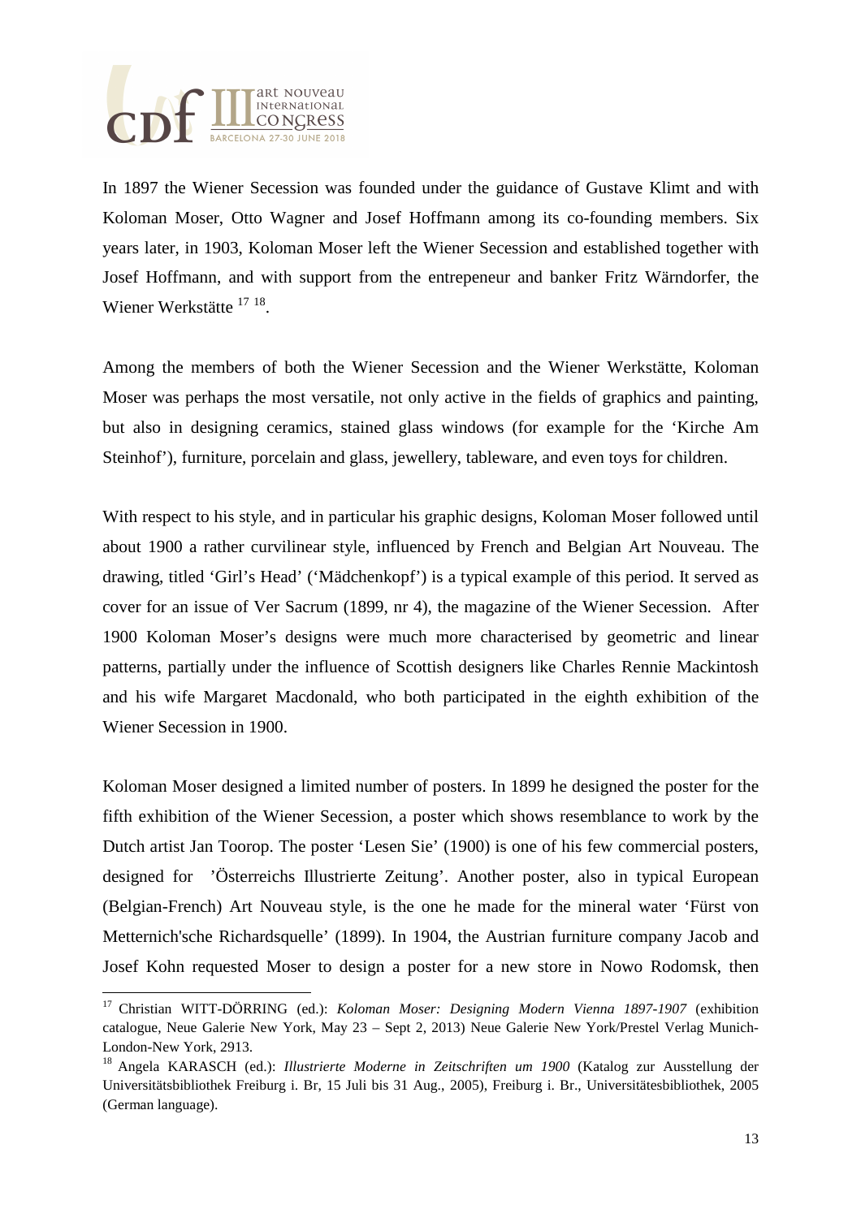In 1897 the Wiener Secession was founded under the guidance of Gustave Klimt and with Koloman Moser, Otto Wagner and Josef Hoffmann among its co-founding members. Six years later, in 1903, Koloman Moser left the Wiener Secession and established together with Josef Hoffmann, and with support from the entrepeneur and banker Fritz Wärndorfer, the Wiener Werkstätte [17] [18].

Among the members of both the Wiener Secession and the Wiener Werkstätte, Koloman Moser was perhaps the most versatile, not only active in the fields of graphics and painting, but also in designing ceramics, stained glass windows (for example for the 'Kirche Am Steinhof'), furniture, porcelain and glass, jewellery, tableware, and even toys for children.

With respect to his style, and in particular his graphic designs, Koloman Moser followed until about 1900 a rather curvilinear style, influenced by French and Belgian Art Nouveau. The drawing, titled 'Girl's Head' ('Mädchenkopf') is a typical example of this period. It served as cover for an issue of Ver Sacrum (1899, nr 4), the magazine of the Wiener Secession. After 1900 Koloman Moser's designs were much more characterised by geometric and linear patterns, partially under the influence of Scottish designers like Charles Rennie Mackintosh and his wife Margaret Macdonald, who both participated in the eighth exhibition of the Wiener Secession in 1900.

Koloman Moser designed a limited number of posters. In 1899 he designed the poster for the fifth exhibition of the Wiener Secession, a poster which shows resemblance to work by the Dutch artist Jan Toorop. The poster 'Lesen Sie' (1900) is one of his few commercial posters, designed for 'Österreichs Illustrierte Zeitung'. Another poster, also in typical European (Belgian-French) Art Nouveau style, is the one he made for the mineral water 'Fürst von Metternich'sche Richardsquelle' (1899). In 1904, the Austrian furniture company Jacob and Josef Kohn requested Moser to design a poster for a new store in Nowo Rodomsk, then

---

[17] Christian WITT-DÖRRING (ed.): *Koloman Moser: Designing Modern Vienna 1897-1907* (exhibition catalogue, Neue Galerie New York, May 23 – Sept 2, 2013) Neue Galerie New York/Prestel Verlag Munich-London-New York, 2913.

[18] Angela KARASCH (ed.): *Illustrierte Moderne in Zeitschriften um 1900* (Katalog zur Ausstellung der Universitätsbibliothek Freiburg i. Br, 15 Juli bis 31 Aug., 2005), Freiburg i. Br., Universitätesbibliothek, 2005 (German language).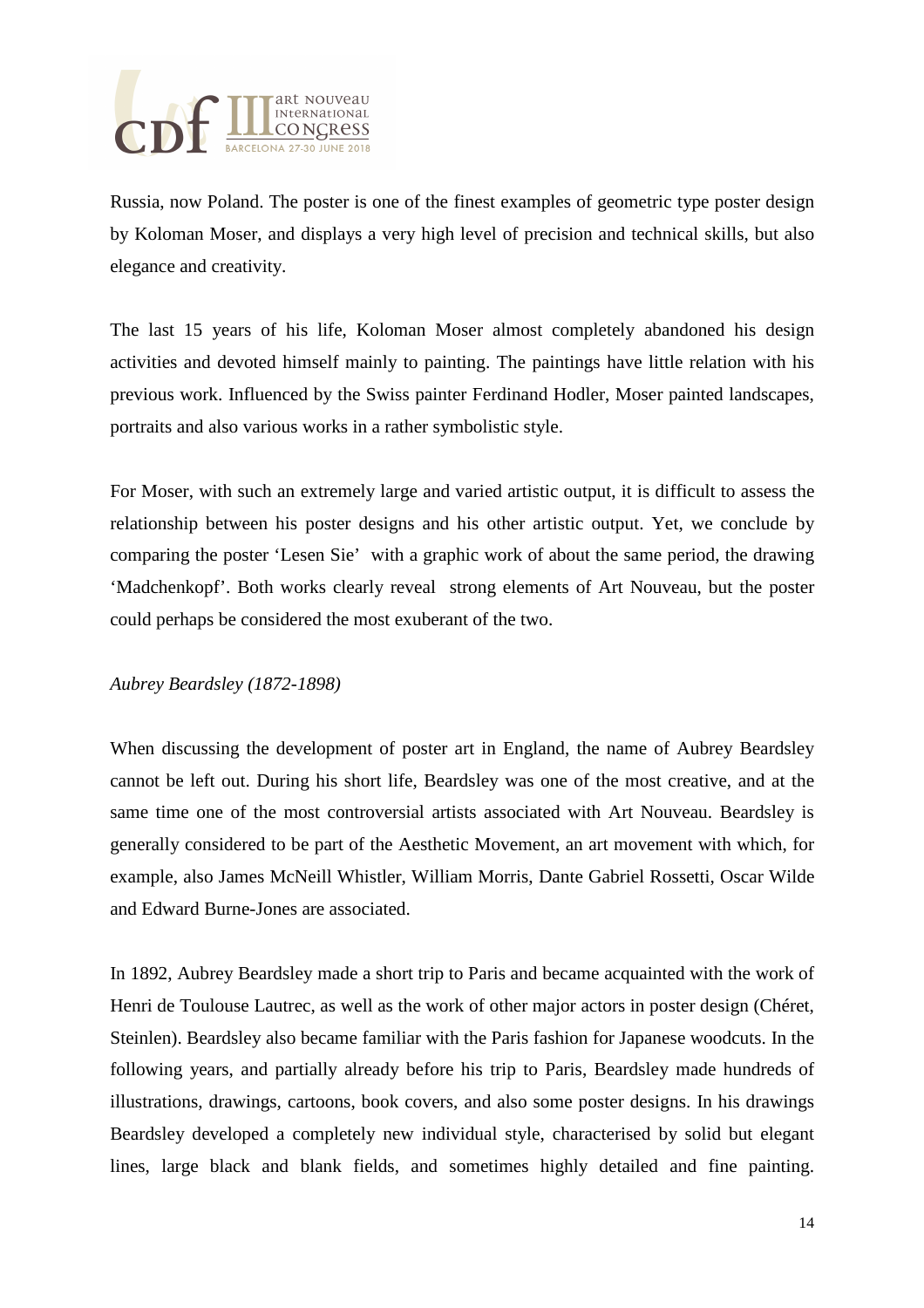Russia, now Poland. The poster is one of the finest examples of geometric type poster design by Koloman Moser, and displays a very high level of precision and technical skills, but also elegance and creativity.

The last 15 years of his life, Koloman Moser almost completely abandoned his design activities and devoted himself mainly to painting. The paintings have little relation with his previous work. Influenced by the Swiss painter Ferdinand Hodler, Moser painted landscapes, portraits and also various works in a rather symbolistic style.

For Moser, with such an extremely large and varied artistic output, it is difficult to assess the relationship between his poster designs and his other artistic output. Yet, we conclude by comparing the poster 'Lesen Sie' with a graphic work of about the same period, the drawing 'Madchenkopf'. Both works clearly reveal strong elements of Art Nouveau, but the poster could perhaps be considered the most exuberant of the two.

*Aubrey Beardsley (1872-1898)*

When discussing the development of poster art in England, the name of Aubrey Beardsley cannot be left out. During his short life, Beardsley was one of the most creative, and at the same time one of the most controversial artists associated with Art Nouveau. Beardsley is generally considered to be part of the Aesthetic Movement, an art movement with which, for example, also James McNeill Whistler, William Morris, Dante Gabriel Rossetti, Oscar Wilde and Edward Burne-Jones are associated.

In 1892, Aubrey Beardsley made a short trip to Paris and became acquainted with the work of Henri de Toulouse Lautrec, as well as the work of other major actors in poster design (Chéret, Steinlen). Beardsley also became familiar with the Paris fashion for Japanese woodcuts. In the following years, and partially already before his trip to Paris, Beardsley made hundreds of illustrations, drawings, cartoons, book covers, and also some poster designs. In his drawings Beardsley developed a completely new individual style, characterised by solid but elegant lines, large black and blank fields, and sometimes highly detailed and fine painting.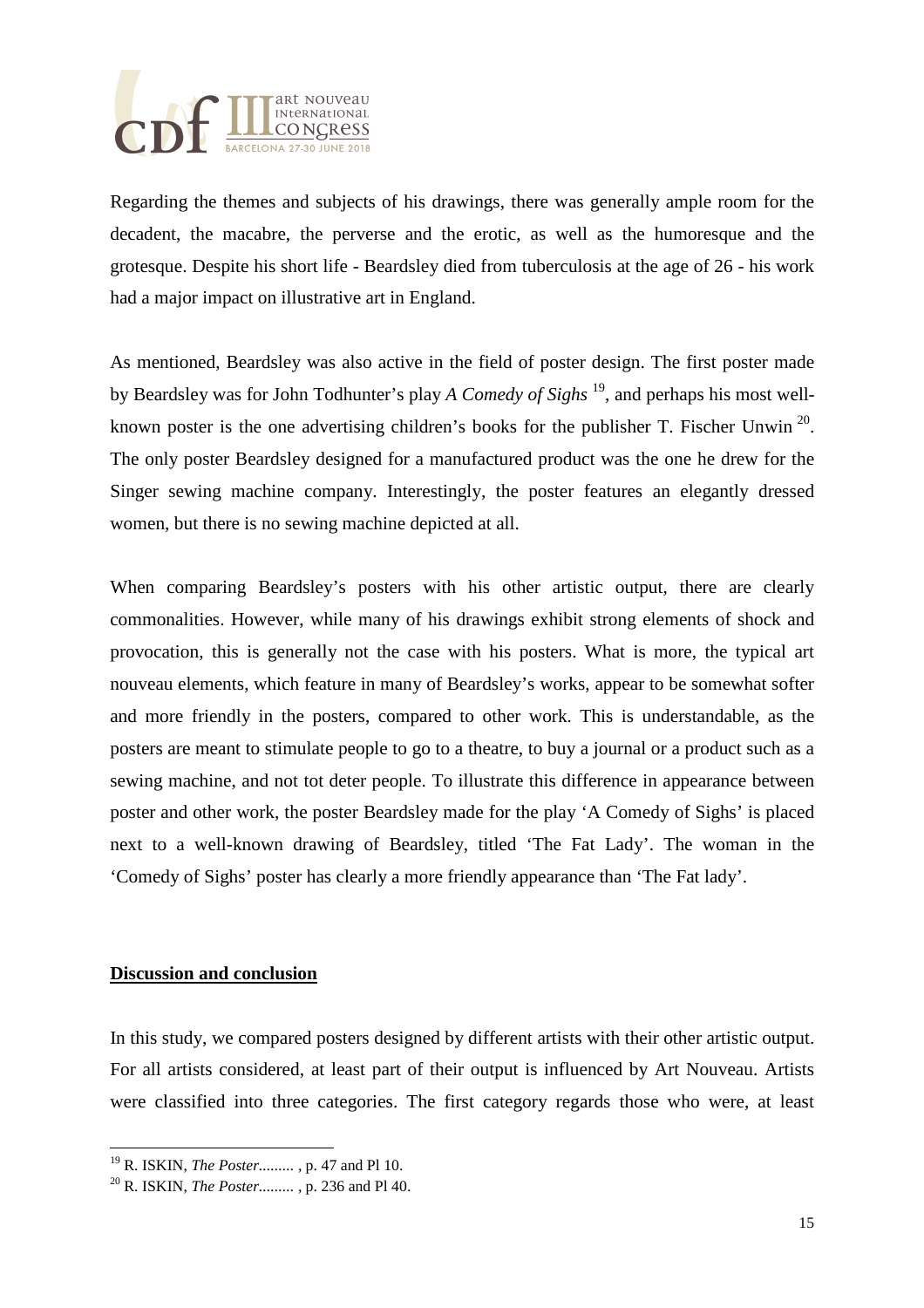Regarding the themes and subjects of his drawings, there was generally ample room for the decadent, the macabre, the perverse and the erotic, as well as the humoresque and the grotesque. Despite his short life - Beardsley died from tuberculosis at the age of 26 - his work had a major impact on illustrative art in England.

As mentioned, Beardsley was also active in the field of poster design. The first poster made by Beardsley was for John Todhunter's play *A Comedy of Sighs* [19], and perhaps his most well-known poster is the one advertising children's books for the publisher T. Fischer Unwin [20]. The only poster Beardsley designed for a manufactured product was the one he drew for the Singer sewing machine company. Interestingly, the poster features an elegantly dressed women, but there is no sewing machine depicted at all.

When comparing Beardsley's posters with his other artistic output, there are clearly commonalities. However, while many of his drawings exhibit strong elements of shock and provocation, this is generally not the case with his posters. What is more, the typical art nouveau elements, which feature in many of Beardsley's works, appear to be somewhat softer and more friendly in the posters, compared to other work. This is understandable, as the posters are meant to stimulate people to go to a theatre, to buy a journal or a product such as a sewing machine, and not tot deter people. To illustrate this difference in appearance between poster and other work, the poster Beardsley made for the play 'A Comedy of Sighs' is placed next to a well-known drawing of Beardsley, titled 'The Fat Lady'. The woman in the 'Comedy of Sighs' poster has clearly a more friendly appearance than 'The Fat lady'.

## Discussion and conclusion

In this study, we compared posters designed by different artists with their other artistic output. For all artists considered, at least part of their output is influenced by Art Nouveau. Artists were classified into three categories. The first category regards those who were, at least

[19] R. ISKIN, *The Poster.........* , p. 47 and Pl 10.

[20] R. ISKIN, *The Poster.........* , p. 236 and Pl 40.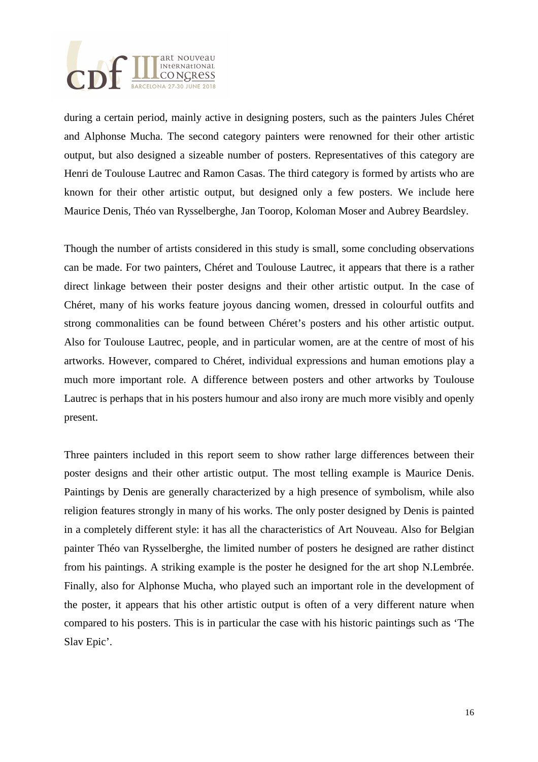during a certain period, mainly active in designing posters, such as the painters Jules Chéret and Alphonse Mucha. The second category painters were renowned for their other artistic output, but also designed a sizeable number of posters. Representatives of this category are Henri de Toulouse Lautrec and Ramon Casas. The third category is formed by artists who are known for their other artistic output, but designed only a few posters. We include here Maurice Denis, Théo van Rysselberghe, Jan Toorop, Koloman Moser and Aubrey Beardsley.

Though the number of artists considered in this study is small, some concluding observations can be made. For two painters, Chéret and Toulouse Lautrec, it appears that there is a rather direct linkage between their poster designs and their other artistic output. In the case of Chéret, many of his works feature joyous dancing women, dressed in colourful outfits and strong commonalities can be found between Chéret's posters and his other artistic output. Also for Toulouse Lautrec, people, and in particular women, are at the centre of most of his artworks. However, compared to Chéret, individual expressions and human emotions play a much more important role. A difference between posters and other artworks by Toulouse Lautrec is perhaps that in his posters humour and also irony are much more visibly and openly present.

Three painters included in this report seem to show rather large differences between their poster designs and their other artistic output. The most telling example is Maurice Denis. Paintings by Denis are generally characterized by a high presence of symbolism, while also religion features strongly in many of his works. The only poster designed by Denis is painted in a completely different style: it has all the characteristics of Art Nouveau. Also for Belgian painter Théo van Rysselberghe, the limited number of posters he designed are rather distinct from his paintings. A striking example is the poster he designed for the art shop N.Lembrée. Finally, also for Alphonse Mucha, who played such an important role in the development of the poster, it appears that his other artistic output is often of a very different nature when compared to his posters. This is in particular the case with his historic paintings such as 'The Slav Epic'.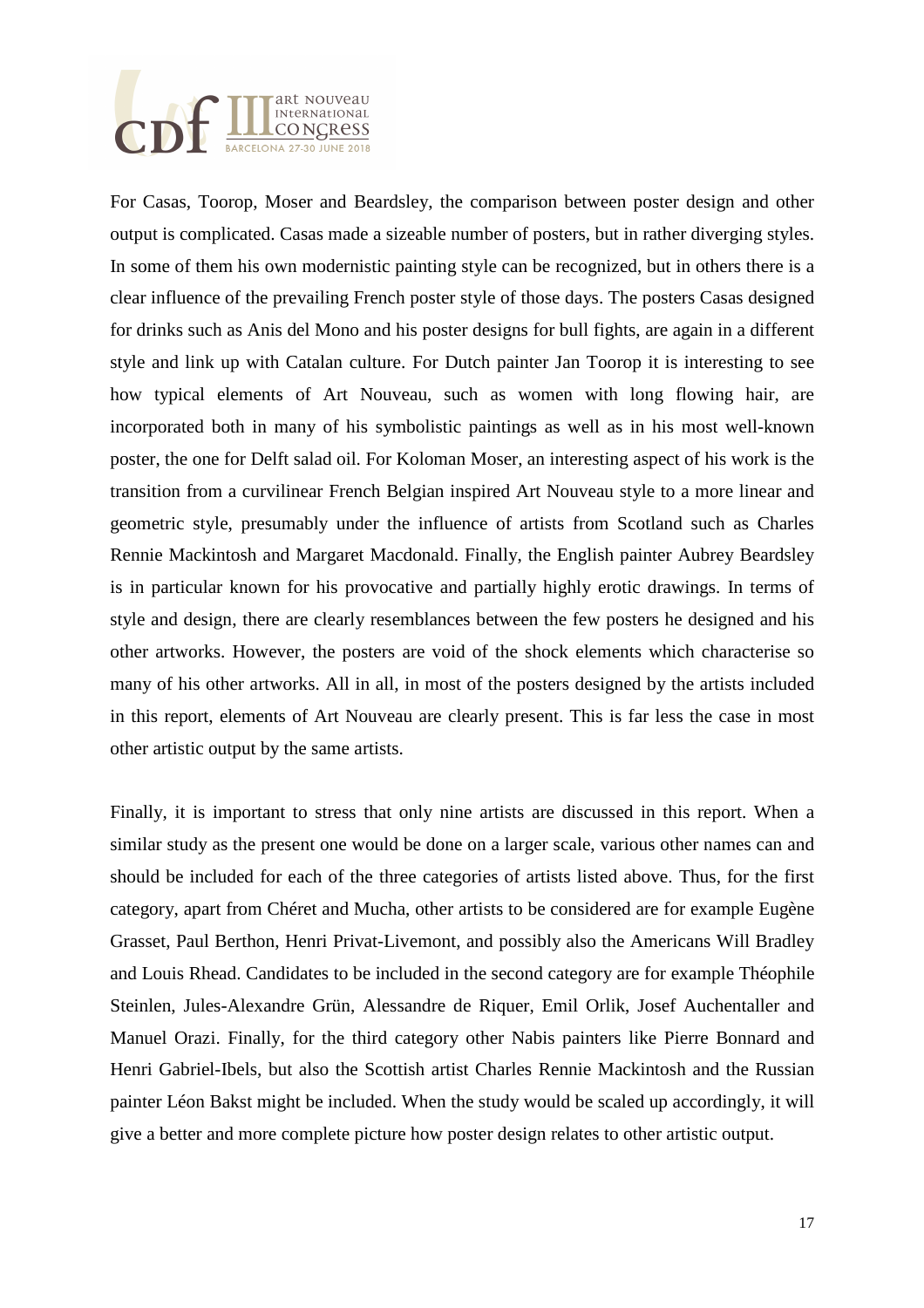For Casas, Toorop, Moser and Beardsley, the comparison between poster design and other output is complicated. Casas made a sizeable number of posters, but in rather diverging styles. In some of them his own modernistic painting style can be recognized, but in others there is a clear influence of the prevailing French poster style of those days. The posters Casas designed for drinks such as Anis del Mono and his poster designs for bull fights, are again in a different style and link up with Catalan culture. For Dutch painter Jan Toorop it is interesting to see how typical elements of Art Nouveau, such as women with long flowing hair, are incorporated both in many of his symbolistic paintings as well as in his most well-known poster, the one for Delft salad oil. For Koloman Moser, an interesting aspect of his work is the transition from a curvilinear French Belgian inspired Art Nouveau style to a more linear and geometric style, presumably under the influence of artists from Scotland such as Charles Rennie Mackintosh and Margaret Macdonald. Finally, the English painter Aubrey Beardsley is in particular known for his provocative and partially highly erotic drawings. In terms of style and design, there are clearly resemblances between the few posters he designed and his other artworks. However, the posters are void of the shock elements which characterise so many of his other artworks. All in all, in most of the posters designed by the artists included in this report, elements of Art Nouveau are clearly present. This is far less the case in most other artistic output by the same artists.

Finally, it is important to stress that only nine artists are discussed in this report. When a similar study as the present one would be done on a larger scale, various other names can and should be included for each of the three categories of artists listed above. Thus, for the first category, apart from Chéret and Mucha, other artists to be considered are for example Eugène Grasset, Paul Berthon, Henri Privat-Livemont, and possibly also the Americans Will Bradley and Louis Rhead. Candidates to be included in the second category are for example Théophile Steinlen, Jules-Alexandre Grün, Alessandre de Riquer, Emil Orlik, Josef Auchentaller and Manuel Orazi. Finally, for the third category other Nabis painters like Pierre Bonnard and Henri Gabriel-Ibels, but also the Scottish artist Charles Rennie Mackintosh and the Russian painter Léon Bakst might be included. When the study would be scaled up accordingly, it will give a better and more complete picture how poster design relates to other artistic output.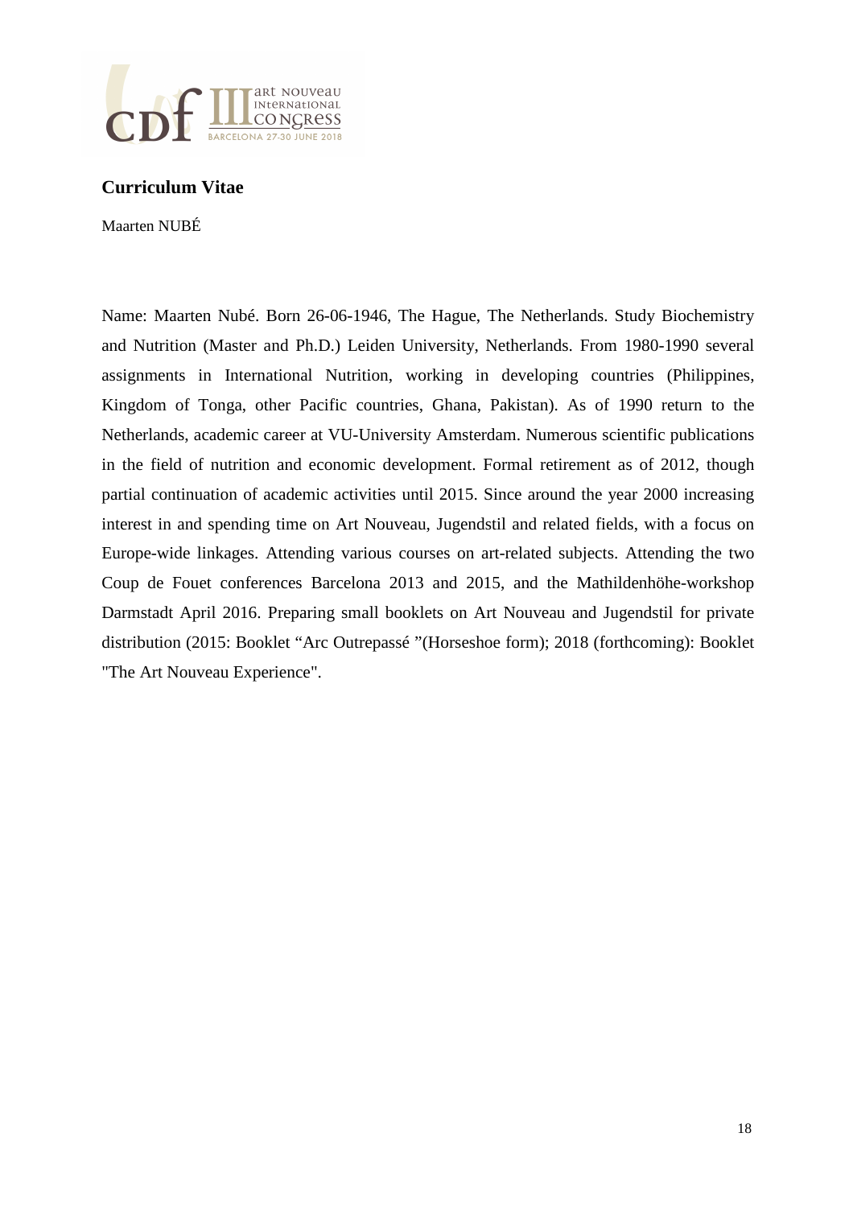## Curriculum Vitae

Maarten NUBÉ

Name: Maarten Nubé. Born 26-06-1946, The Hague, The Netherlands. Study Biochemistry and Nutrition (Master and Ph.D.) Leiden University, Netherlands. From 1980-1990 several assignments in International Nutrition, working in developing countries (Philippines, Kingdom of Tonga, other Pacific countries, Ghana, Pakistan). As of 1990 return to the Netherlands, academic career at VU-University Amsterdam. Numerous scientific publications in the field of nutrition and economic development. Formal retirement as of 2012, though partial continuation of academic activities until 2015. Since around the year 2000 increasing interest in and spending time on Art Nouveau, Jugendstil and related fields, with a focus on Europe-wide linkages. Attending various courses on art-related subjects. Attending the two Coup de Fouet conferences Barcelona 2013 and 2015, and the Mathildenhöhe-workshop Darmstadt April 2016. Preparing small booklets on Art Nouveau and Jugendstil for private distribution (2015: Booklet "Arc Outrepassé "(Horseshoe form); 2018 (forthcoming): Booklet "The Art Nouveau Experience".